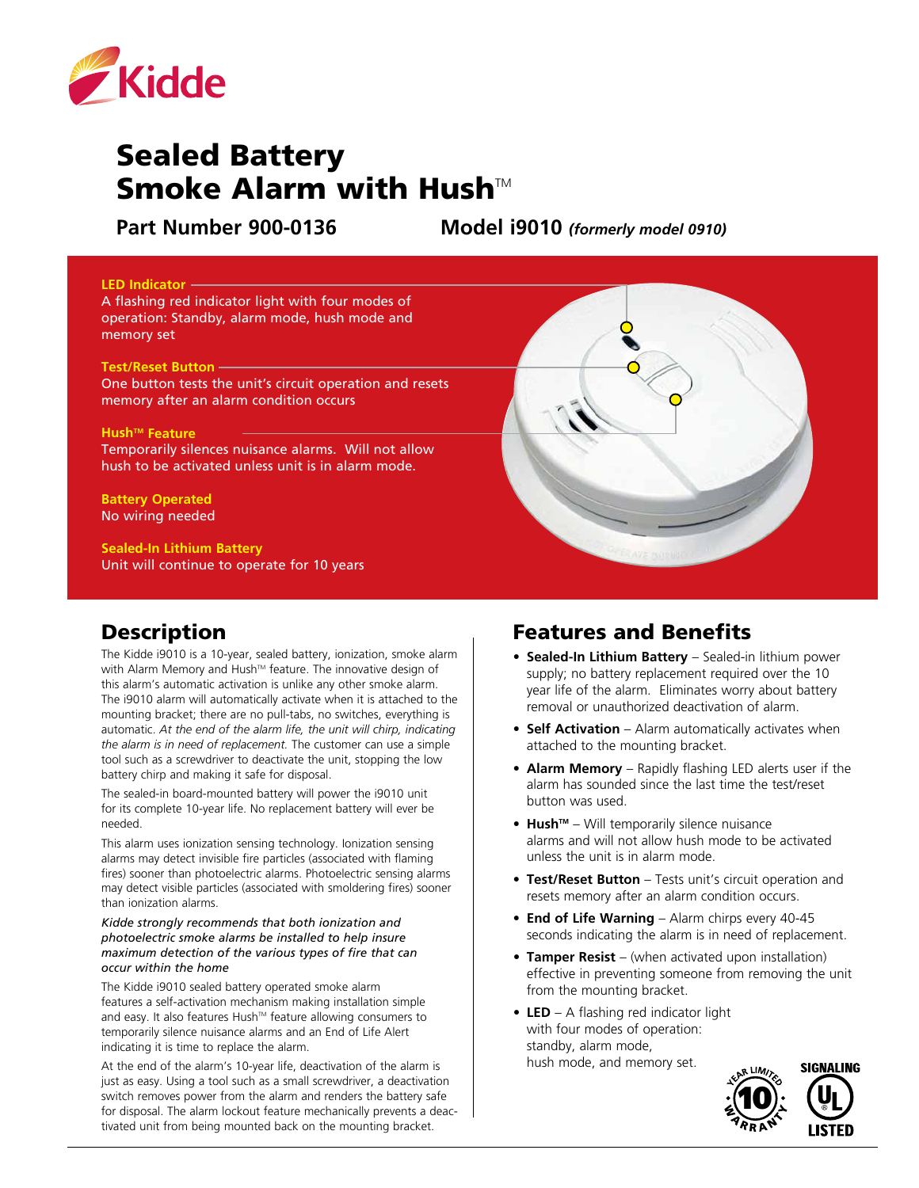Kidde

# Sealed Battery Smoke Alarm with Hush™

**Part Number 900-0136** **Model i9010** ***(formerly model 0910)***

**LED Indicator**
A flashing red indicator light with four modes of operation: Standby, alarm mode, hush mode and memory set

**Test/Reset Button**
One button tests the unit's circuit operation and resets memory after an alarm condition occurs

**Hush™ Feature**
Temporarily silences nuisance alarms. Will not allow hush to be activated unless unit is in alarm mode.

**Battery Operated**
No wiring needed

**Sealed-In Lithium Battery**
Unit will continue to operate for 10 years

## Description

The Kidde i9010 is a 10-year, sealed battery, ionization, smoke alarm with Alarm Memory and Hush™ feature. The innovative design of this alarm's automatic activation is unlike any other smoke alarm. The i9010 alarm will automatically activate when it is attached to the mounting bracket; there are no pull-tabs, no switches, everything is automatic. *At the end of the alarm life, the unit will chirp, indicating the alarm is in need of replacement.* The customer can use a simple tool such as a screwdriver to deactivate the unit, stopping the low battery chirp and making it safe for disposal.

The sealed-in board-mounted battery will power the i9010 unit for its complete 10-year life. No replacement battery will ever be needed.

This alarm uses ionization sensing technology. Ionization sensing alarms may detect invisible fire particles (associated with flaming fires) sooner than photoelectric alarms. Photoelectric sensing alarms may detect visible particles (associated with smoldering fires) sooner than ionization alarms.

*Kidde strongly recommends that both ionization and photoelectric smoke alarms be installed to help insure maximum detection of the various types of fire that can occur within the home*

The Kidde i9010 sealed battery operated smoke alarm features a self-activation mechanism making installation simple and easy. It also features Hush™ feature allowing consumers to temporarily silence nuisance alarms and an End of Life Alert indicating it is time to replace the alarm.

At the end of the alarm's 10-year life, deactivation of the alarm is just as easy. Using a tool such as a small screwdriver, a deactivation switch removes power from the alarm and renders the battery safe for disposal. The alarm lockout feature mechanically prevents a deactivated unit from being mounted back on the mounting bracket.

## Features and Benefits

- **Sealed-In Lithium Battery** – Sealed-in lithium power supply; no battery replacement required over the 10 year life of the alarm. Eliminates worry about battery removal or unauthorized deactivation of alarm.
- **Self Activation** – Alarm automatically activates when attached to the mounting bracket.
- **Alarm Memory** – Rapidly flashing LED alerts user if the alarm has sounded since the last time the test/reset button was used.
- **Hush™** – Will temporarily silence nuisance alarms and will not allow hush mode to be activated unless the unit is in alarm mode.
- **Test/Reset Button** – Tests unit's circuit operation and resets memory after an alarm condition occurs.
- **End of Life Warning** – Alarm chirps every 40-45 seconds indicating the alarm is in need of replacement.
- **Tamper Resist** – (when activated upon installation) effective in preventing someone from removing the unit from the mounting bracket.
- **LED** – A flashing red indicator light with four modes of operation: standby, alarm mode, hush mode, and memory set.

10 Year Limited Warranty

SIGNALING UL LISTED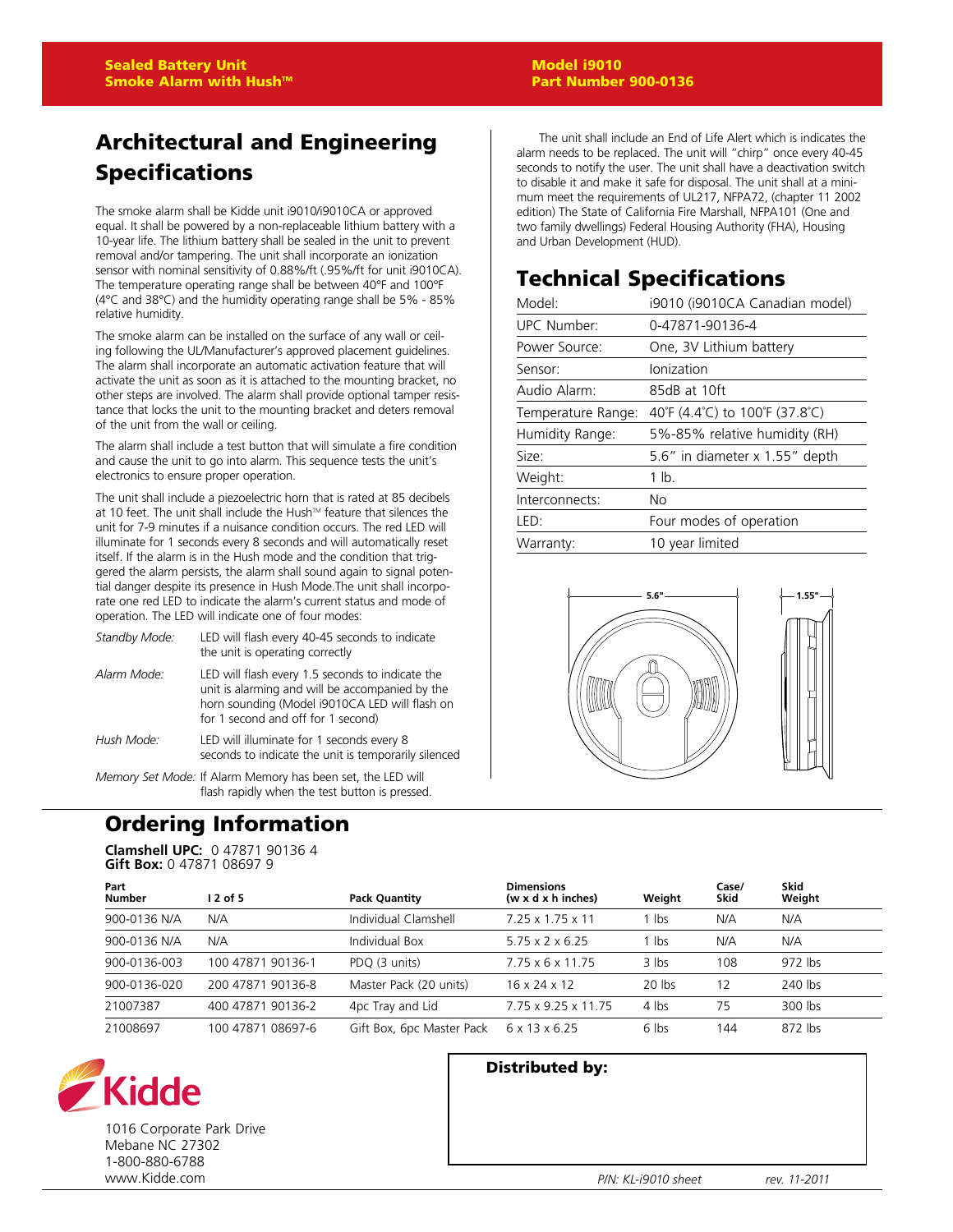**Sealed Battery Unit**
**Smoke Alarm with Hush™**

**Model i9010**
**Part Number 900-0136**

# Architectural and Engineering Specifications

The smoke alarm shall be Kidde unit i9010/i9010CA or approved equal. It shall be powered by a non-replaceable lithium battery with a 10-year life. The lithium battery shall be sealed in the unit to prevent removal and/or tampering. The unit shall incorporate an ionization sensor with nominal sensitivity of 0.88%/ft (.95%/ft for unit i9010CA). The temperature operating range shall be between 40°F and 100°F (4°C and 38°C) and the humidity operating range shall be 5% - 85% relative humidity.

The smoke alarm can be installed on the surface of any wall or ceiling following the UL/Manufacturer's approved placement guidelines. The alarm shall incorporate an automatic activation feature that will activate the unit as soon as it is attached to the mounting bracket, no other steps are involved. The alarm shall provide optional tamper resistance that locks the unit to the mounting bracket and deters removal of the unit from the wall or ceiling.

The alarm shall include a test button that will simulate a fire condition and cause the unit to go into alarm. This sequence tests the unit's electronics to ensure proper operation.

The unit shall include a piezoelectric horn that is rated at 85 decibels at 10 feet. The unit shall include the Hush™ feature that silences the unit for 7-9 minutes if a nuisance condition occurs. The red LED will illuminate for 1 seconds every 8 seconds and will automatically reset itself. If the alarm is in the Hush mode and the condition that triggered the alarm persists, the alarm shall sound again to signal potential danger despite its presence in Hush Mode.The unit shall incorporate one red LED to indicate the alarm's current status and mode of operation. The LED will indicate one of four modes:

*Standby Mode:* LED will flash every 40-45 seconds to indicate the unit is operating correctly

*Alarm Mode:* LED will flash every 1.5 seconds to indicate the unit is alarming and will be accompanied by the horn sounding (Model i9010CA LED will flash on for 1 second and off for 1 second)

*Hush Mode:* LED will illuminate for 1 seconds every 8 seconds to indicate the unit is temporarily silenced

*Memory Set Mode:* If Alarm Memory has been set, the LED will flash rapidly when the test button is pressed.

The unit shall include an End of Life Alert which is indicates the alarm needs to be replaced. The unit will "chirp" once every 40-45 seconds to notify the user. The unit shall have a deactivation switch to disable it and make it safe for disposal. The unit shall at a minimum meet the requirements of UL217, NFPA72, (chapter 11 2002 edition) The State of California Fire Marshall, NFPA101 (One and two family dwellings) Federal Housing Authority (FHA), Housing and Urban Development (HUD).

# Technical Specifications

| | |
|---|---|
| Model: | i9010 (i9010CA Canadian model) |
| UPC Number: | 0-47871-90136-4 |
| Power Source: | One, 3V Lithium battery |
| Sensor: | Ionization |
| Audio Alarm: | 85dB at 10ft |
| Temperature Range: | 40˚F (4.4˚C) to 100˚F (37.8˚C) |
| Humidity Range: | 5%-85% relative humidity (RH) |
| Size: | 5.6" in diameter x 1.55" depth |
| Weight: | 1 lb. |
| Interconnects: | No |
| LED: | Four modes of operation |
| Warranty: | 10 year limited |

5.6"
1.55"

# Ordering Information

**Clamshell UPC:** 0 47871 90136 4
**Gift Box:** 0 47871 08697 9

| Part Number | I 2 of 5 | Pack Quantity | Dimensions (w x d x h inches) | Weight | Case/ Skid | Skid Weight |
|---|---|---|---|---|---|---|
| 900-0136 N/A | N/A | Individual Clamshell | 7.25 x 1.75 x 11 | 1 lbs | N/A | N/A |
| 900-0136 N/A | N/A | Individual Box | 5.75 x 2 x 6.25 | 1 lbs | N/A | N/A |
| 900-0136-003 | 100 47871 90136-1 | PDQ (3 units) | 7.75 x 6 x 11.75 | 3 lbs | 108 | 972 lbs |
| 900-0136-020 | 200 47871 90136-8 | Master Pack (20 units) | 16 x 24 x 12 | 20 lbs | 12 | 240 lbs |
| 21007387 | 400 47871 90136-2 | 4pc Tray and Lid | 7.75 x 9.25 x 11.75 | 4 lbs | 75 | 300 lbs |
| 21008697 | 100 47871 08697-6 | Gift Box, 6pc Master Pack | 6 x 13 x 6.25 | 6 lbs | 144 | 872 lbs |

Kidde

1016 Corporate Park Drive
Mebane NC 27302
1-800-880-6788
www.Kidde.com

**Distributed by:**

*P/N: KL-i9010 sheet* *rev. 11-2011*